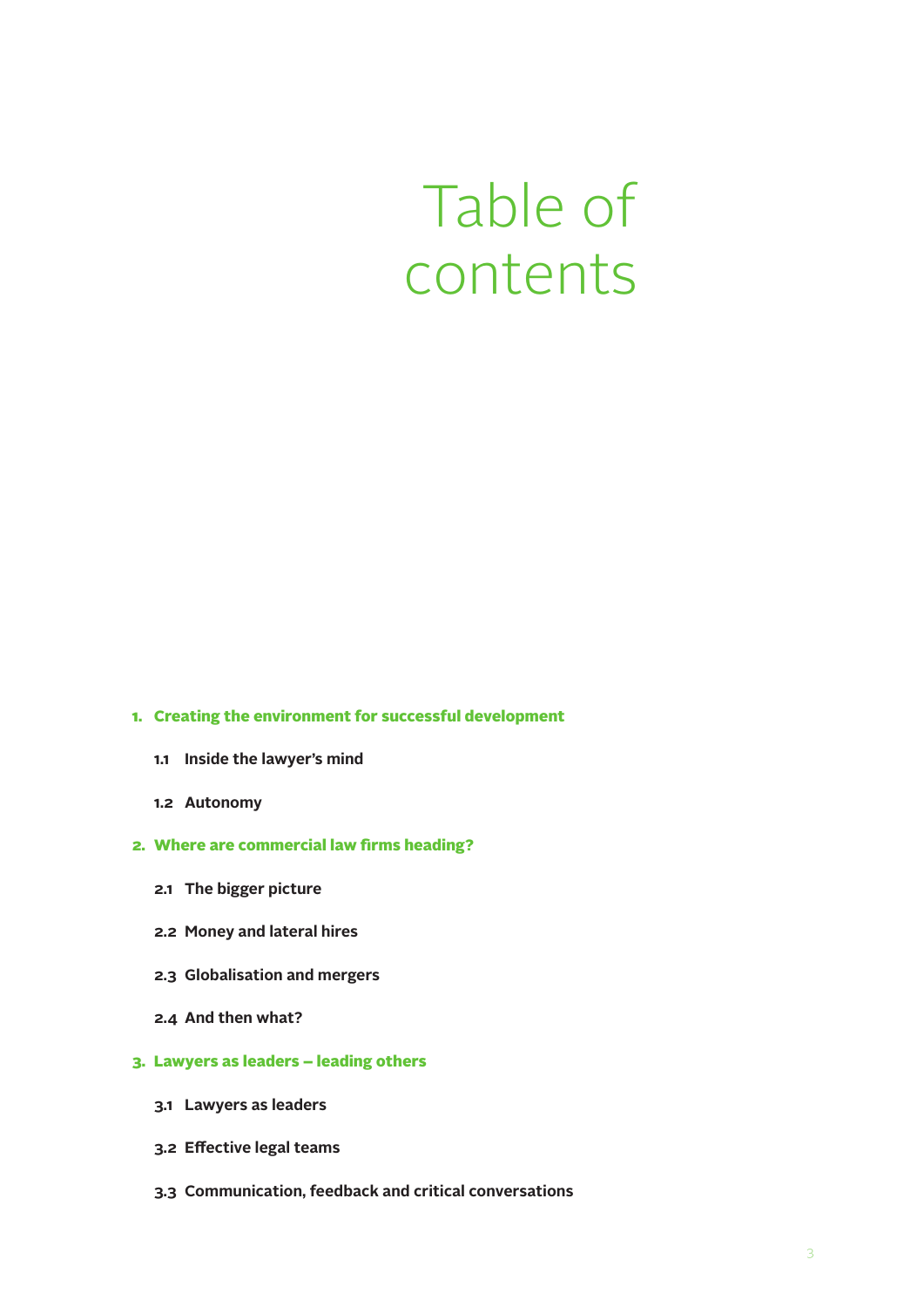# Table of contents

1. **Creating the environment for successful development**
   - **1.1 Inside the lawyer's mind**
   - **1.2 Autonomy**
2. **Where are commercial law firms heading?**
   - **2.1 The bigger picture**
   - **2.2 Money and lateral hires**
   - **2.3 Globalisation and mergers**
   - **2.4 And then what?**
3. **Lawyers as leaders – leading others**
   - **3.1 Lawyers as leaders**
   - **3.2 Effective legal teams**
   - **3.3 Communication, feedback and critical conversations**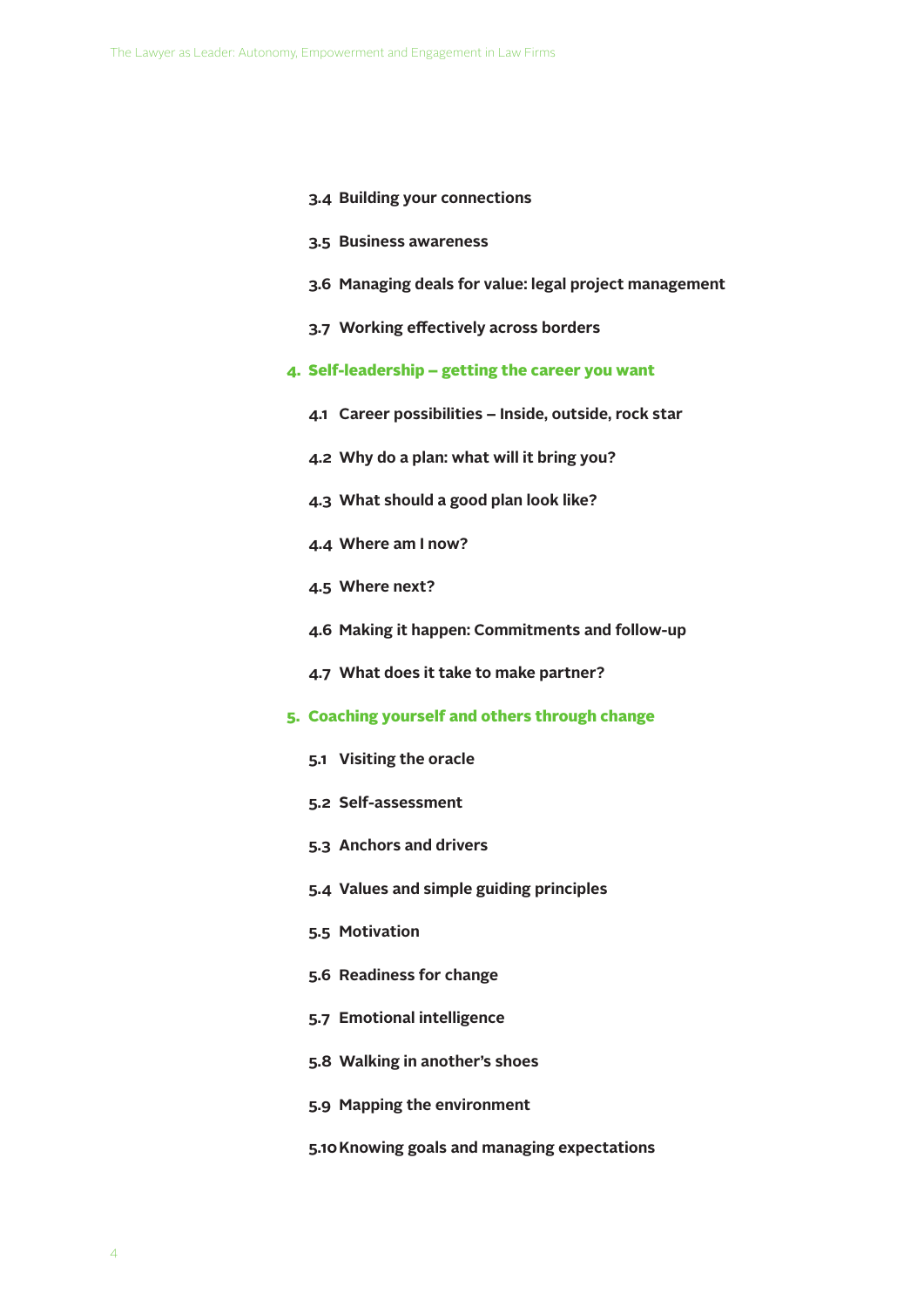- 3.4 Building your connections
- 3.5 Business awareness
- 3.6 Managing deals for value: legal project management
- 3.7 Working effectively across borders

**4. Self-leadership – getting the career you want**

- 4.1 Career possibilities – Inside, outside, rock star
- 4.2 Why do a plan: what will it bring you?
- 4.3 What should a good plan look like?
- 4.4 Where am I now?
- 4.5 Where next?
- 4.6 Making it happen: Commitments and follow-up
- 4.7 What does it take to make partner?

**5. Coaching yourself and others through change**

- 5.1 Visiting the oracle
- 5.2 Self-assessment
- 5.3 Anchors and drivers
- 5.4 Values and simple guiding principles
- 5.5 Motivation
- 5.6 Readiness for change
- 5.7 Emotional intelligence
- 5.8 Walking in another's shoes
- 5.9 Mapping the environment
- 5.10 Knowing goals and managing expectations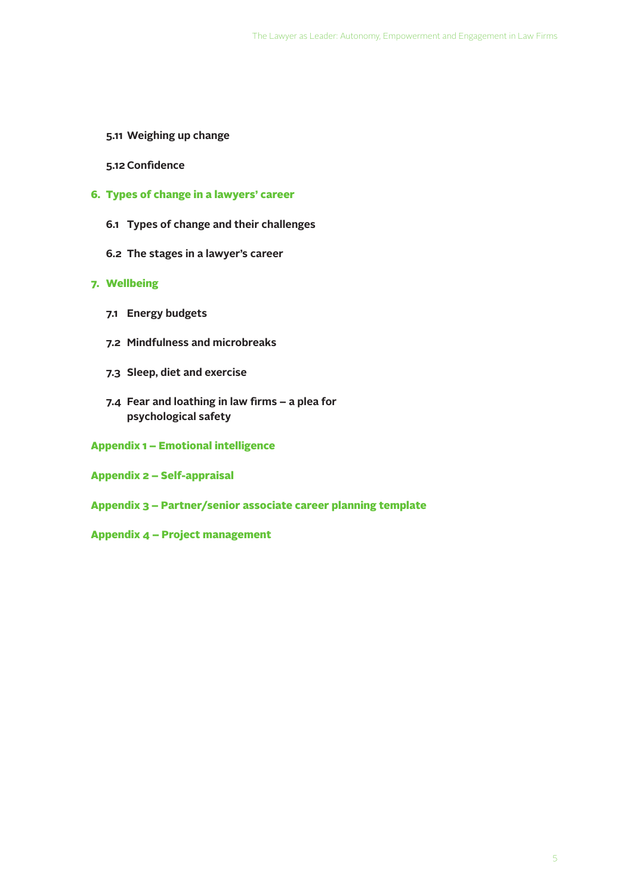5.11 Weighing up change

5.12 Confidence

**6. Types of change in a lawyers' career**

6.1 Types of change and their challenges

6.2 The stages in a lawyer's career

**7. Wellbeing**

7.1 Energy budgets

7.2 Mindfulness and microbreaks

7.3 Sleep, diet and exercise

7.4 Fear and loathing in law firms – a plea for psychological safety

**Appendix 1 – Emotional intelligence**

**Appendix 2 – Self-appraisal**

**Appendix 3 – Partner/senior associate career planning template**

**Appendix 4 – Project management**